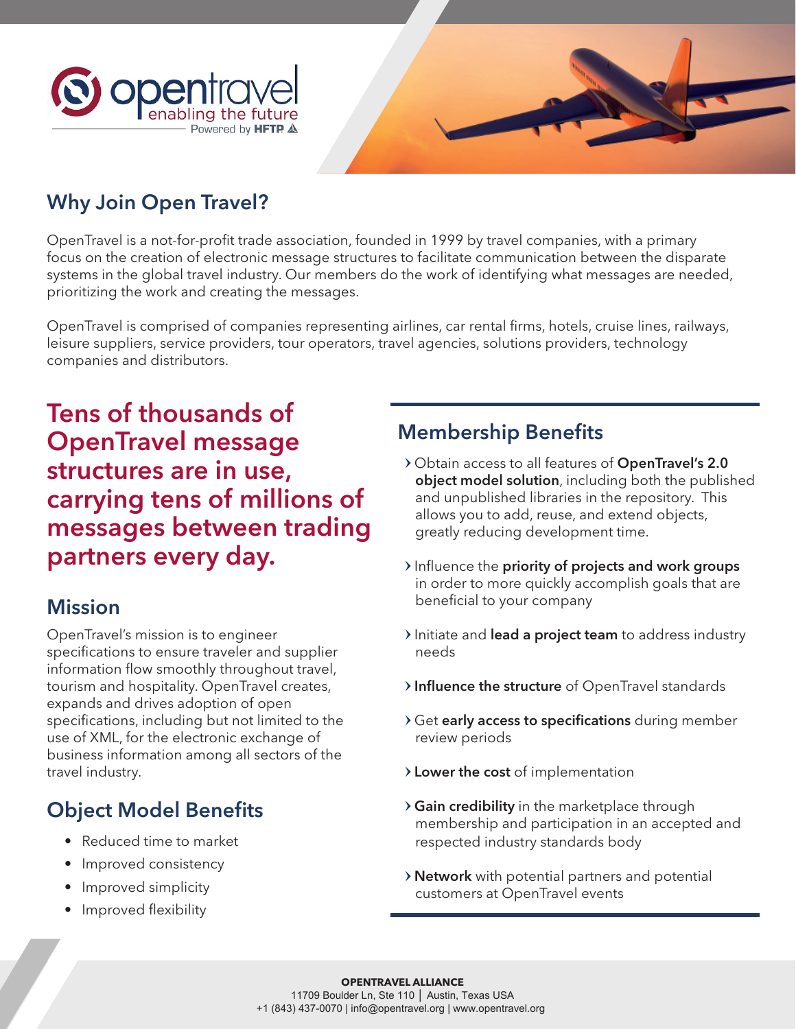opentravel
enabling the future
Powered by HFTP

## Why Join Open Travel?

OpenTravel is a not-for-profit trade association, founded in 1999 by travel companies, with a primary focus on the creation of electronic message structures to facilitate communication between the disparate systems in the global travel industry. Our members do the work of identifying what messages are needed, prioritizing the work and creating the messages.

OpenTravel is comprised of companies representing airlines, car rental firms, hotels, cruise lines, railways, leisure suppliers, service providers, tour operators, travel agencies, solutions providers, technology companies and distributors.

**Tens of thousands of OpenTravel message structures are in use, carrying tens of millions of messages between trading partners every day.**

## Mission

OpenTravel's mission is to engineer specifications to ensure traveler and supplier information flow smoothly throughout travel, tourism and hospitality. OpenTravel creates, expands and drives adoption of open specifications, including but not limited to the use of XML, for the electronic exchange of business information among all sectors of the travel industry.

## Object Model Benefits

- Reduced time to market
- Improved consistency
- Improved simplicity
- Improved flexibility

## Membership Benefits

- Obtain access to all features of **OpenTravel's 2.0 object model solution**, including both the published and unpublished libraries in the repository. This allows you to add, reuse, and extend objects, greatly reducing development time.
- Influence the **priority of projects and work groups** in order to more quickly accomplish goals that are beneficial to your company
- Initiate and **lead a project team** to address industry needs
- **Influence the structure** of OpenTravel standards
- Get **early access to specifications** during member review periods
- **Lower the cost** of implementation
- **Gain credibility** in the marketplace through membership and participation in an accepted and respected industry standards body
- **Network** with potential partners and potential customers at OpenTravel events

**OPENTRAVEL ALLIANCE**
11709 Boulder Ln, Ste 110 | Austin, Texas USA
+1 (843) 437-0070 | info@opentravel.org | www.opentravel.org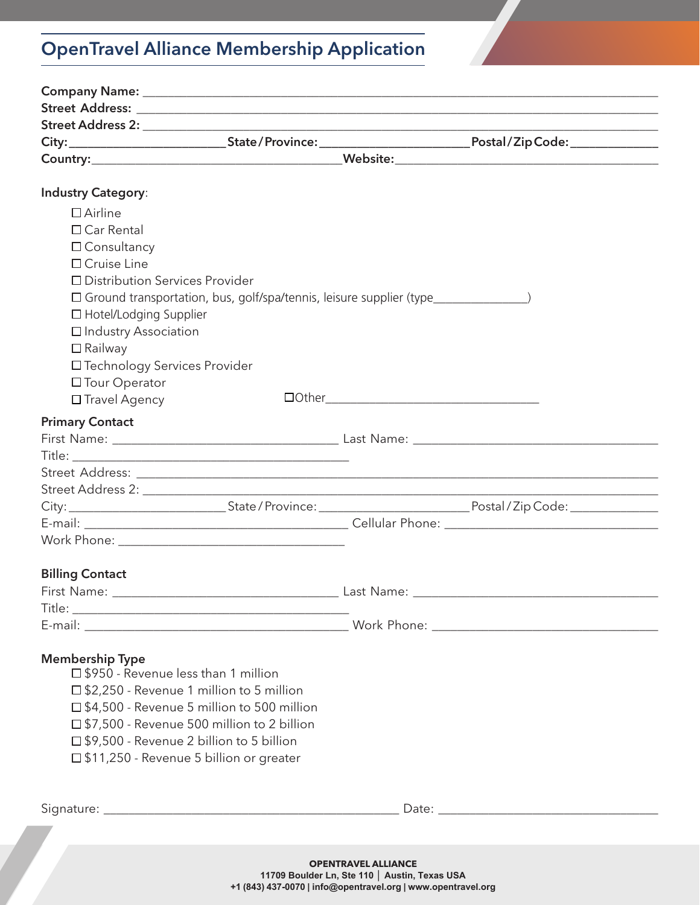# OpenTravel Alliance Membership Application

**Company Name:** ______________________________________________

**Street Address:** ______________________________________________

**Street Address 2:** ______________________________________________

**City:** ________________ **State / Province:** ________________ **Postal / Zip Code:** __________

**Country:** ________________________ **Website:** ________________________

**Industry Category**:

- ☐ Airline
- ☐ Car Rental
- ☐ Consultancy
- ☐ Cruise Line
- ☐ Distribution Services Provider
- ☐ Ground transportation, bus, golf/spa/tennis, leisure supplier (type_______________)
- ☐ Hotel/Lodging Supplier
- ☐ Industry Association
- ☐ Railway
- ☐ Technology Services Provider
- ☐ Tour Operator
- ☐ Travel Agency
- ☐ Other________________________

**Primary Contact**

First Name: ________________________ Last Name: ________________________

Title: ________________________

Street Address: ______________________________________________

Street Address 2: ______________________________________________

City: ________________ State / Province: ________________ Postal / Zip Code: __________

E-mail: ________________________ Cellular Phone: ________________________

Work Phone: ________________________

**Billing Contact**

First Name: ________________________ Last Name: ________________________

Title: ________________________

E-mail: ________________________ Work Phone: ________________________

**Membership Type**

- ☐ $950 - Revenue less than 1 million
- ☐ $2,250 - Revenue 1 million to 5 million
- ☐ $4,500 - Revenue 5 million to 500 million
- ☐ $7,500 - Revenue 500 million to 2 billion
- ☐ $9,500 - Revenue 2 billion to 5 billion
- ☐ $11,250 - Revenue 5 billion or greater

Signature: ________________________ Date: ________________________

**OPENTRAVEL ALLIANCE**
**11709 Boulder Ln, Ste 110 | Austin, Texas USA**
**+1 (843) 437-0070 | info@opentravel.org | www.opentravel.org**